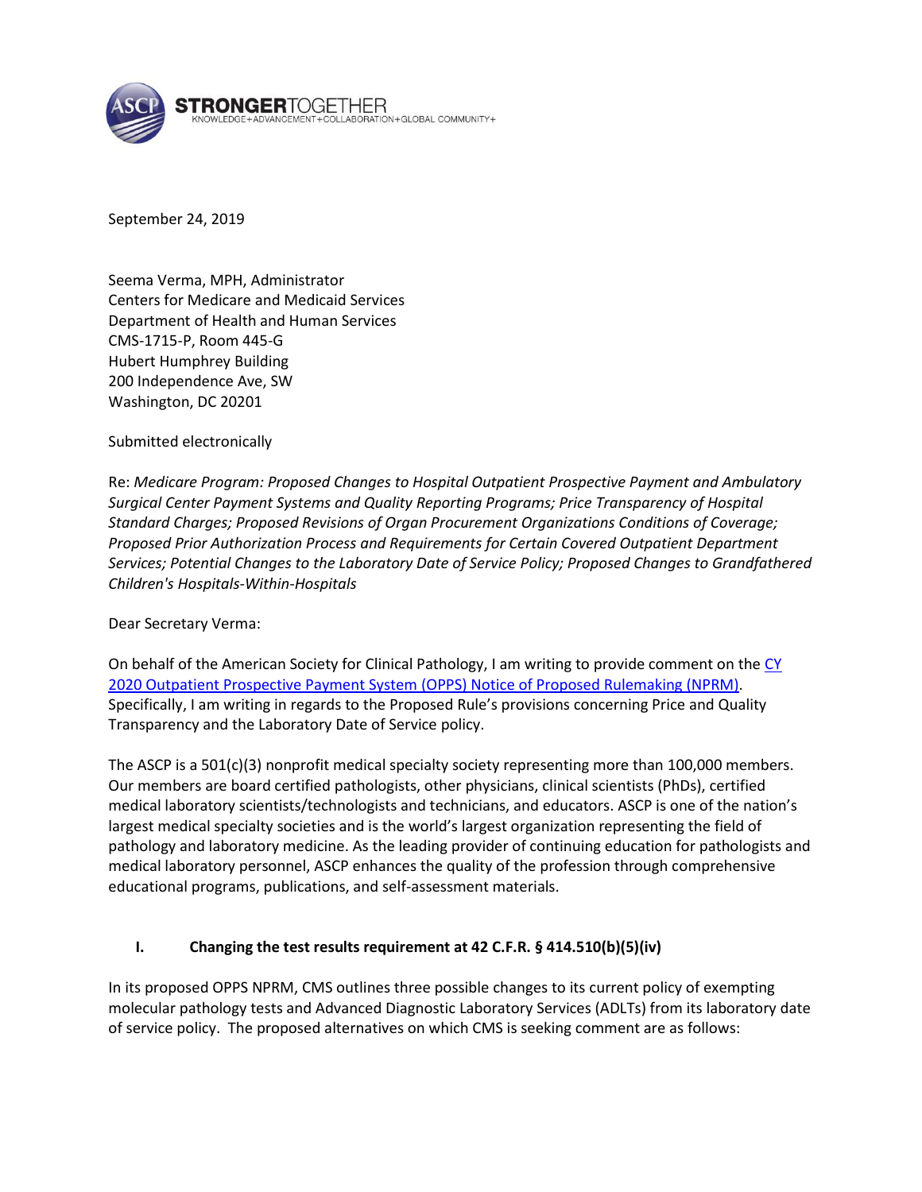**STRONGER**TOGETHER
KNOWLEDGE+ADVANCEMENT+COLLABORATION+GLOBAL COMMUNITY+

September 24, 2019

Seema Verma, MPH, Administrator
Centers for Medicare and Medicaid Services
Department of Health and Human Services
CMS-1715-P, Room 445-G
Hubert Humphrey Building
200 Independence Ave, SW
Washington, DC 20201

Submitted electronically

Re: *Medicare Program: Proposed Changes to Hospital Outpatient Prospective Payment and Ambulatory Surgical Center Payment Systems and Quality Reporting Programs; Price Transparency of Hospital Standard Charges; Proposed Revisions of Organ Procurement Organizations Conditions of Coverage; Proposed Prior Authorization Process and Requirements for Certain Covered Outpatient Department Services; Potential Changes to the Laboratory Date of Service Policy; Proposed Changes to Grandfathered Children's Hospitals-Within-Hospitals*

Dear Secretary Verma:

On behalf of the American Society for Clinical Pathology, I am writing to provide comment on the [CY 2020 Outpatient Prospective Payment System (OPPS) Notice of Proposed Rulemaking (NPRM)](). Specifically, I am writing in regards to the Proposed Rule's provisions concerning Price and Quality Transparency and the Laboratory Date of Service policy.

The ASCP is a 501(c)(3) nonprofit medical specialty society representing more than 100,000 members. Our members are board certified pathologists, other physicians, clinical scientists (PhDs), certified medical laboratory scientists/technologists and technicians, and educators. ASCP is one of the nation's largest medical specialty societies and is the world's largest organization representing the field of pathology and laboratory medicine. As the leading provider of continuing education for pathologists and medical laboratory personnel, ASCP enhances the quality of the profession through comprehensive educational programs, publications, and self-assessment materials.

## I. Changing the test results requirement at 42 C.F.R. § 414.510(b)(5)(iv)

In its proposed OPPS NPRM, CMS outlines three possible changes to its current policy of exempting molecular pathology tests and Advanced Diagnostic Laboratory Services (ADLTs) from its laboratory date of service policy. The proposed alternatives on which CMS is seeking comment are as follows: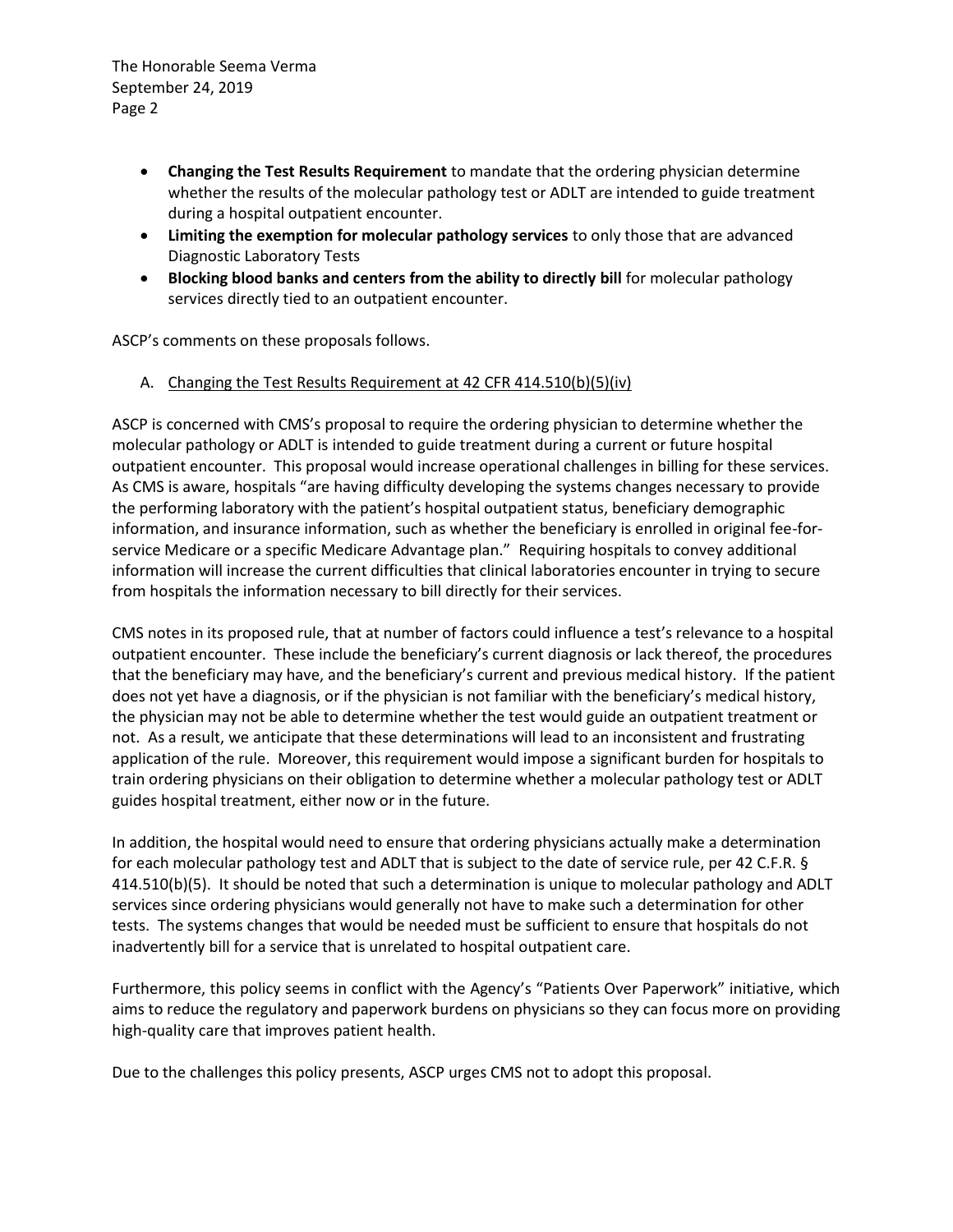- **Changing the Test Results Requirement** to mandate that the ordering physician determine whether the results of the molecular pathology test or ADLT are intended to guide treatment during a hospital outpatient encounter.
- **Limiting the exemption for molecular pathology services** to only those that are advanced Diagnostic Laboratory Tests
- **Blocking blood banks and centers from the ability to directly bill** for molecular pathology services directly tied to an outpatient encounter.

ASCP's comments on these proposals follows.

A. Changing the Test Results Requirement at 42 CFR 414.510(b)(5)(iv)

ASCP is concerned with CMS's proposal to require the ordering physician to determine whether the molecular pathology or ADLT is intended to guide treatment during a current or future hospital outpatient encounter. This proposal would increase operational challenges in billing for these services. As CMS is aware, hospitals "are having difficulty developing the systems changes necessary to provide the performing laboratory with the patient's hospital outpatient status, beneficiary demographic information, and insurance information, such as whether the beneficiary is enrolled in original fee-for-service Medicare or a specific Medicare Advantage plan." Requiring hospitals to convey additional information will increase the current difficulties that clinical laboratories encounter in trying to secure from hospitals the information necessary to bill directly for their services.

CMS notes in its proposed rule, that at number of factors could influence a test's relevance to a hospital outpatient encounter. These include the beneficiary's current diagnosis or lack thereof, the procedures that the beneficiary may have, and the beneficiary's current and previous medical history. If the patient does not yet have a diagnosis, or if the physician is not familiar with the beneficiary's medical history, the physician may not be able to determine whether the test would guide an outpatient treatment or not. As a result, we anticipate that these determinations will lead to an inconsistent and frustrating application of the rule. Moreover, this requirement would impose a significant burden for hospitals to train ordering physicians on their obligation to determine whether a molecular pathology test or ADLT guides hospital treatment, either now or in the future.

In addition, the hospital would need to ensure that ordering physicians actually make a determination for each molecular pathology test and ADLT that is subject to the date of service rule, per 42 C.F.R. § 414.510(b)(5). It should be noted that such a determination is unique to molecular pathology and ADLT services since ordering physicians would generally not have to make such a determination for other tests. The systems changes that would be needed must be sufficient to ensure that hospitals do not inadvertently bill for a service that is unrelated to hospital outpatient care.

Furthermore, this policy seems in conflict with the Agency's "Patients Over Paperwork" initiative, which aims to reduce the regulatory and paperwork burdens on physicians so they can focus more on providing high-quality care that improves patient health.

Due to the challenges this policy presents, ASCP urges CMS not to adopt this proposal.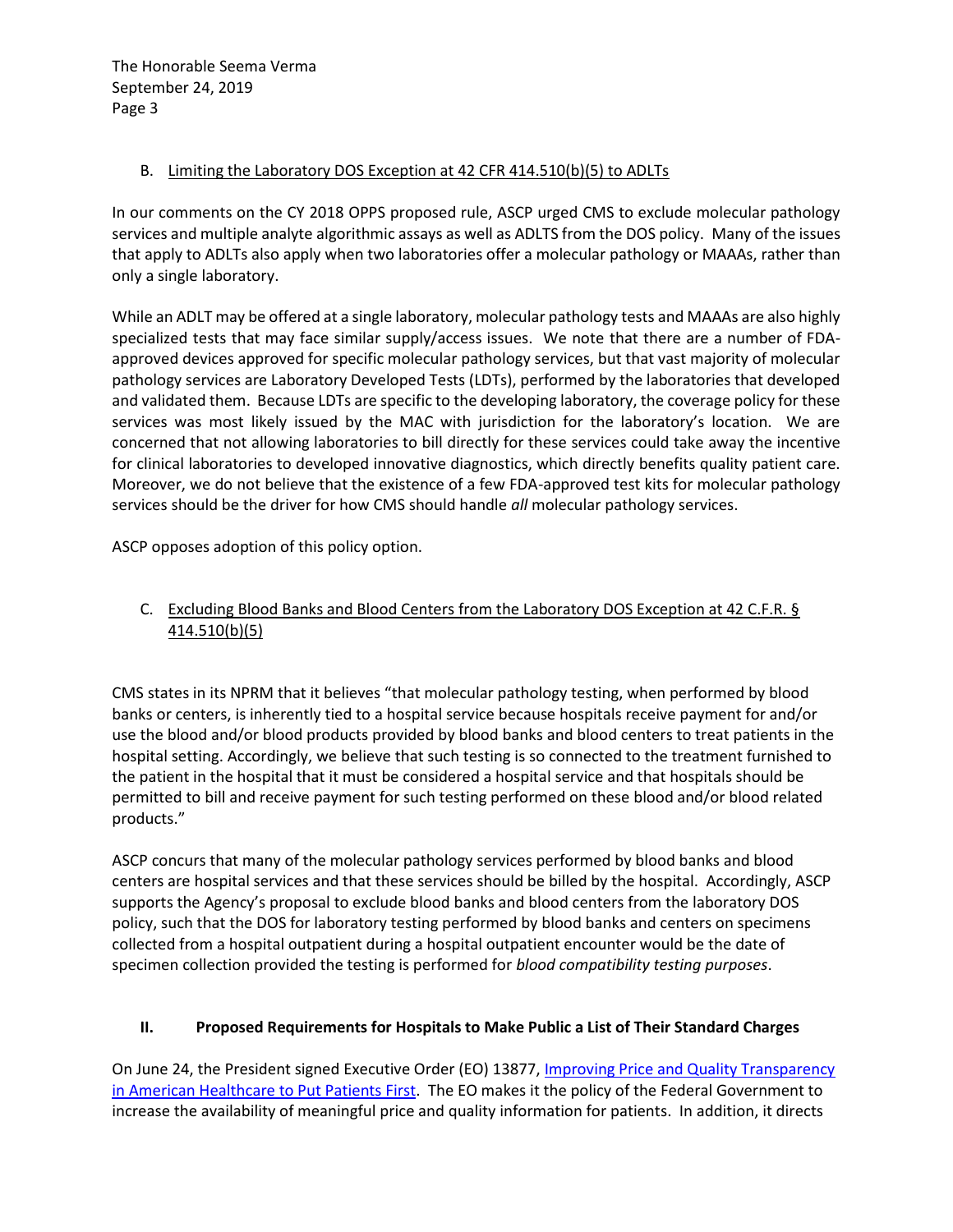### B. Limiting the Laboratory DOS Exception at 42 CFR 414.510(b)(5) to ADLTs

In our comments on the CY 2018 OPPS proposed rule, ASCP urged CMS to exclude molecular pathology services and multiple analyte algorithmic assays as well as ADLTS from the DOS policy. Many of the issues that apply to ADLTs also apply when two laboratories offer a molecular pathology or MAAAs, rather than only a single laboratory.

While an ADLT may be offered at a single laboratory, molecular pathology tests and MAAAs are also highly specialized tests that may face similar supply/access issues. We note that there are a number of FDA-approved devices approved for specific molecular pathology services, but that vast majority of molecular pathology services are Laboratory Developed Tests (LDTs), performed by the laboratories that developed and validated them. Because LDTs are specific to the developing laboratory, the coverage policy for these services was most likely issued by the MAC with jurisdiction for the laboratory's location. We are concerned that not allowing laboratories to bill directly for these services could take away the incentive for clinical laboratories to developed innovative diagnostics, which directly benefits quality patient care. Moreover, we do not believe that the existence of a few FDA-approved test kits for molecular pathology services should be the driver for how CMS should handle *all* molecular pathology services.

ASCP opposes adoption of this policy option.

### C. Excluding Blood Banks and Blood Centers from the Laboratory DOS Exception at 42 C.F.R. § 414.510(b)(5)

CMS states in its NPRM that it believes "that molecular pathology testing, when performed by blood banks or centers, is inherently tied to a hospital service because hospitals receive payment for and/or use the blood and/or blood products provided by blood banks and blood centers to treat patients in the hospital setting. Accordingly, we believe that such testing is so connected to the treatment furnished to the patient in the hospital that it must be considered a hospital service and that hospitals should be permitted to bill and receive payment for such testing performed on these blood and/or blood related products."

ASCP concurs that many of the molecular pathology services performed by blood banks and blood centers are hospital services and that these services should be billed by the hospital. Accordingly, ASCP supports the Agency's proposal to exclude blood banks and blood centers from the laboratory DOS policy, such that the DOS for laboratory testing performed by blood banks and centers on specimens collected from a hospital outpatient during a hospital outpatient encounter would be the date of specimen collection provided the testing is performed for *blood compatibility testing purposes*.

## II. Proposed Requirements for Hospitals to Make Public a List of Their Standard Charges

On June 24, the President signed Executive Order (EO) 13877, Improving Price and Quality Transparency in American Healthcare to Put Patients First. The EO makes it the policy of the Federal Government to increase the availability of meaningful price and quality information for patients. In addition, it directs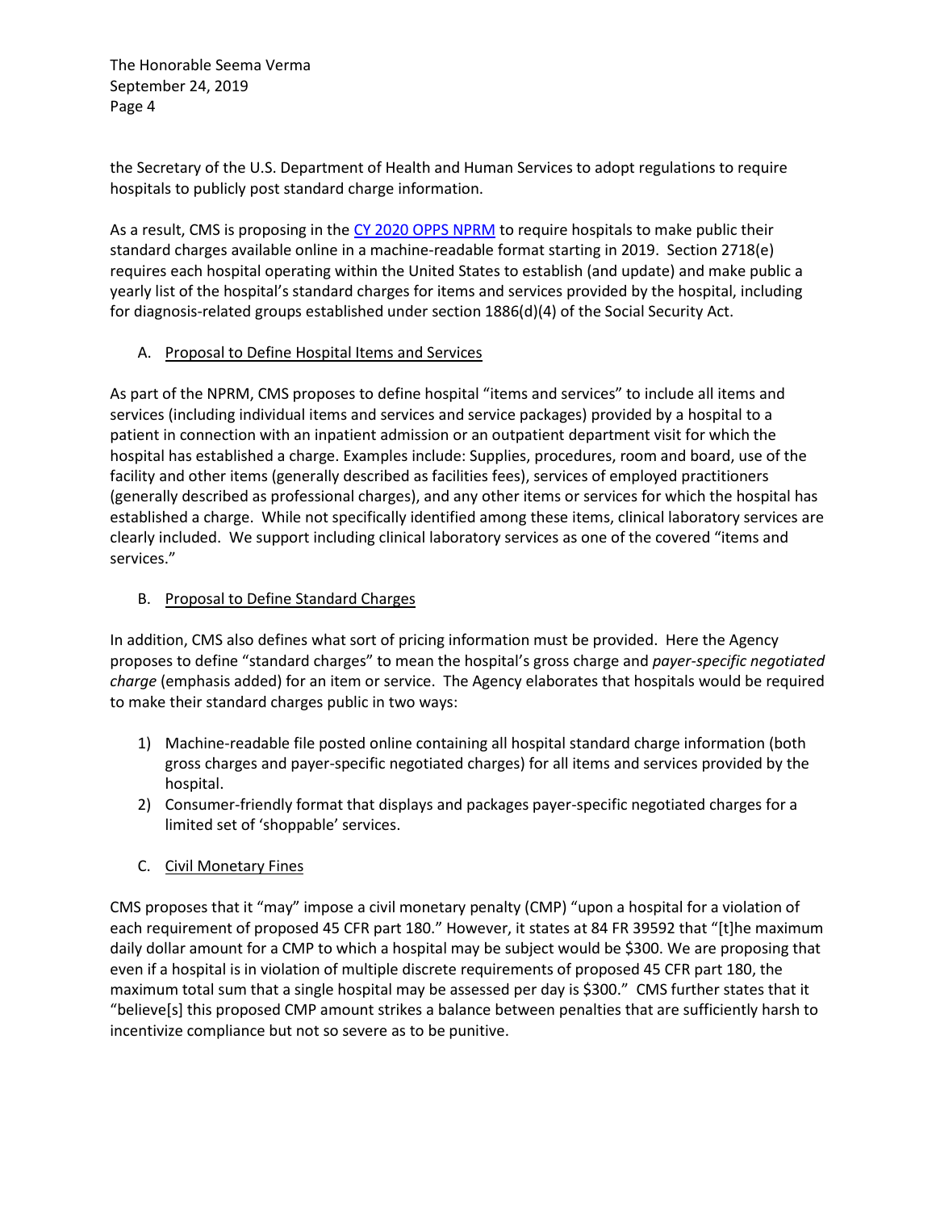the Secretary of the U.S. Department of Health and Human Services to adopt regulations to require hospitals to publicly post standard charge information.

As a result, CMS is proposing in the CY 2020 OPPS NPRM to require hospitals to make public their standard charges available online in a machine-readable format starting in 2019. Section 2718(e) requires each hospital operating within the United States to establish (and update) and make public a yearly list of the hospital's standard charges for items and services provided by the hospital, including for diagnosis-related groups established under section 1886(d)(4) of the Social Security Act.

A. Proposal to Define Hospital Items and Services

As part of the NPRM, CMS proposes to define hospital "items and services" to include all items and services (including individual items and services and service packages) provided by a hospital to a patient in connection with an inpatient admission or an outpatient department visit for which the hospital has established a charge. Examples include: Supplies, procedures, room and board, use of the facility and other items (generally described as facilities fees), services of employed practitioners (generally described as professional charges), and any other items or services for which the hospital has established a charge. While not specifically identified among these items, clinical laboratory services are clearly included. We support including clinical laboratory services as one of the covered "items and services."

B. Proposal to Define Standard Charges

In addition, CMS also defines what sort of pricing information must be provided. Here the Agency proposes to define "standard charges" to mean the hospital's gross charge and *payer-specific negotiated charge* (emphasis added) for an item or service. The Agency elaborates that hospitals would be required to make their standard charges public in two ways:

1) Machine-readable file posted online containing all hospital standard charge information (both gross charges and payer-specific negotiated charges) for all items and services provided by the hospital.
2) Consumer-friendly format that displays and packages payer-specific negotiated charges for a limited set of 'shoppable' services.

C. Civil Monetary Fines

CMS proposes that it "may" impose a civil monetary penalty (CMP) "upon a hospital for a violation of each requirement of proposed 45 CFR part 180." However, it states at 84 FR 39592 that "[t]he maximum daily dollar amount for a CMP to which a hospital may be subject would be $300. We are proposing that even if a hospital is in violation of multiple discrete requirements of proposed 45 CFR part 180, the maximum total sum that a single hospital may be assessed per day is $300." CMS further states that it "believe[s] this proposed CMP amount strikes a balance between penalties that are sufficiently harsh to incentivize compliance but not so severe as to be punitive.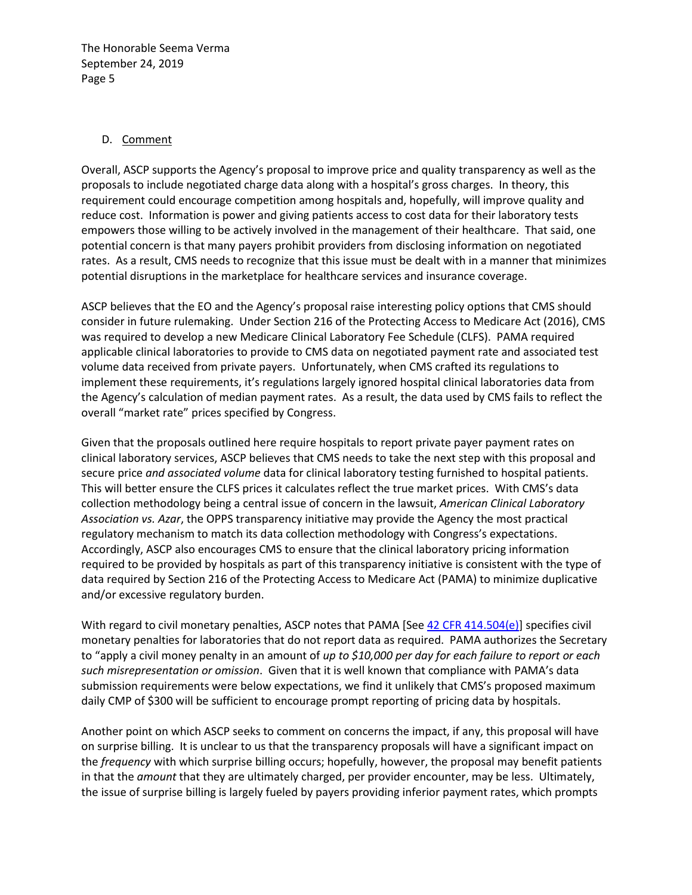D. Comment

Overall, ASCP supports the Agency's proposal to improve price and quality transparency as well as the proposals to include negotiated charge data along with a hospital's gross charges. In theory, this requirement could encourage competition among hospitals and, hopefully, will improve quality and reduce cost. Information is power and giving patients access to cost data for their laboratory tests empowers those willing to be actively involved in the management of their healthcare. That said, one potential concern is that many payers prohibit providers from disclosing information on negotiated rates. As a result, CMS needs to recognize that this issue must be dealt with in a manner that minimizes potential disruptions in the marketplace for healthcare services and insurance coverage.

ASCP believes that the EO and the Agency's proposal raise interesting policy options that CMS should consider in future rulemaking. Under Section 216 of the Protecting Access to Medicare Act (2016), CMS was required to develop a new Medicare Clinical Laboratory Fee Schedule (CLFS). PAMA required applicable clinical laboratories to provide to CMS data on negotiated payment rate and associated test volume data received from private payers. Unfortunately, when CMS crafted its regulations to implement these requirements, it's regulations largely ignored hospital clinical laboratories data from the Agency's calculation of median payment rates. As a result, the data used by CMS fails to reflect the overall "market rate" prices specified by Congress.

Given that the proposals outlined here require hospitals to report private payer payment rates on clinical laboratory services, ASCP believes that CMS needs to take the next step with this proposal and secure price *and associated volume* data for clinical laboratory testing furnished to hospital patients. This will better ensure the CLFS prices it calculates reflect the true market prices. With CMS's data collection methodology being a central issue of concern in the lawsuit, *American Clinical Laboratory Association vs. Azar*, the OPPS transparency initiative may provide the Agency the most practical regulatory mechanism to match its data collection methodology with Congress's expectations. Accordingly, ASCP also encourages CMS to ensure that the clinical laboratory pricing information required to be provided by hospitals as part of this transparency initiative is consistent with the type of data required by Section 216 of the Protecting Access to Medicare Act (PAMA) to minimize duplicative and/or excessive regulatory burden.

With regard to civil monetary penalties, ASCP notes that PAMA [See 42 CFR 414.504(e)] specifies civil monetary penalties for laboratories that do not report data as required. PAMA authorizes the Secretary to "apply a civil money penalty in an amount of *up to $10,000 per day for each failure to report or each such misrepresentation or omission*. Given that it is well known that compliance with PAMA's data submission requirements were below expectations, we find it unlikely that CMS's proposed maximum daily CMP of $300 will be sufficient to encourage prompt reporting of pricing data by hospitals.

Another point on which ASCP seeks to comment on concerns the impact, if any, this proposal will have on surprise billing. It is unclear to us that the transparency proposals will have a significant impact on the *frequency* with which surprise billing occurs; hopefully, however, the proposal may benefit patients in that the *amount* that they are ultimately charged, per provider encounter, may be less. Ultimately, the issue of surprise billing is largely fueled by payers providing inferior payment rates, which prompts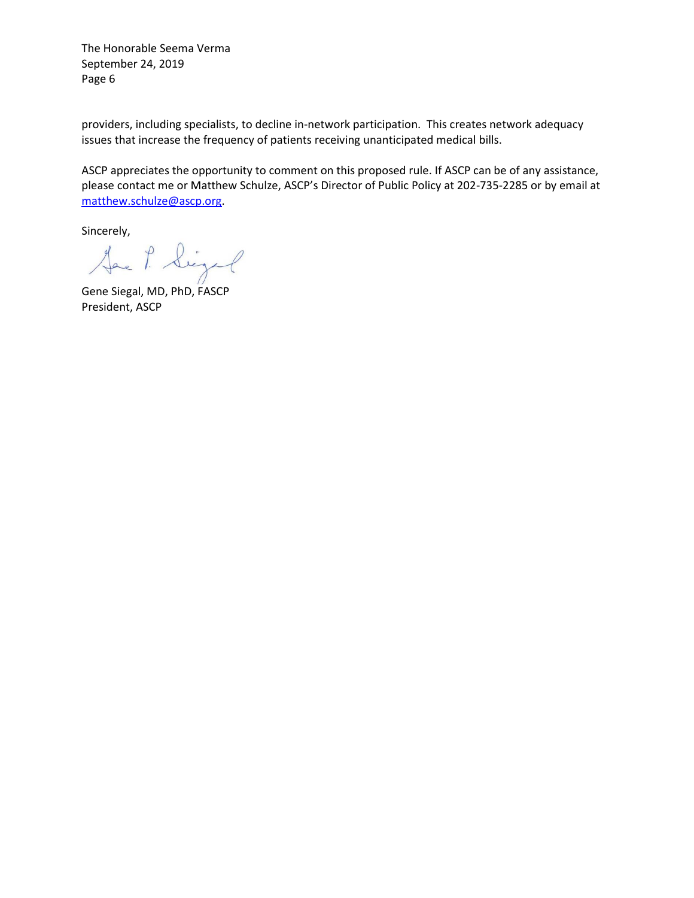providers, including specialists, to decline in-network participation.  This creates network adequacy issues that increase the frequency of patients receiving unanticipated medical bills.

ASCP appreciates the opportunity to comment on this proposed rule. If ASCP can be of any assistance, please contact me or Matthew Schulze, ASCP's Director of Public Policy at 202-735-2285 or by email at matthew.schulze@ascp.org.

Sincerely,

Gene Siegal, MD, PhD, FASCP
President, ASCP